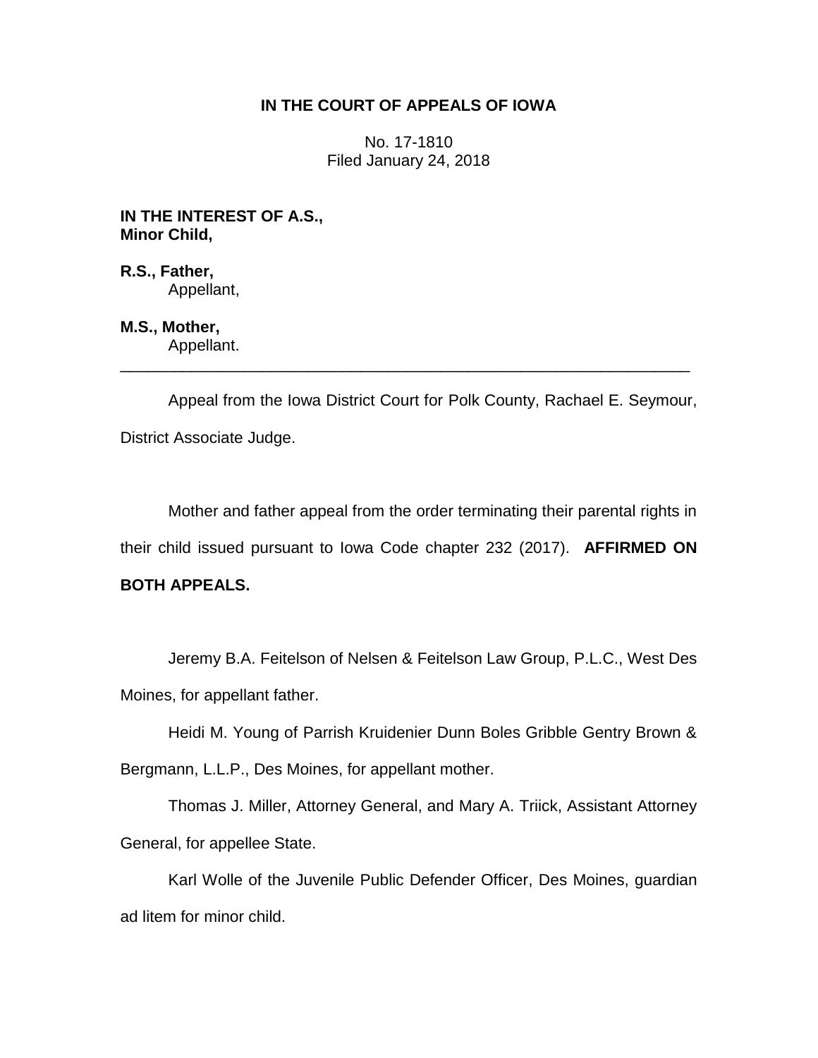**IN THE COURT OF APPEALS OF IOWA**

No. 17-1810
Filed January 24, 2018

**IN THE INTEREST OF A.S.,
Minor Child,**

**R.S., Father,**
Appellant,

**M.S., Mother,**
Appellant.

---

Appeal from the Iowa District Court for Polk County, Rachael E. Seymour, District Associate Judge.

Mother and father appeal from the order terminating their parental rights in their child issued pursuant to Iowa Code chapter 232 (2017). **AFFIRMED ON BOTH APPEALS.**

Jeremy B.A. Feitelson of Nelsen & Feitelson Law Group, P.L.C., West Des Moines, for appellant father.

Heidi M. Young of Parrish Kruidenier Dunn Boles Gribble Gentry Brown & Bergmann, L.L.P., Des Moines, for appellant mother.

Thomas J. Miller, Attorney General, and Mary A. Triick, Assistant Attorney General, for appellee State.

Karl Wolle of the Juvenile Public Defender Officer, Des Moines, guardian ad litem for minor child.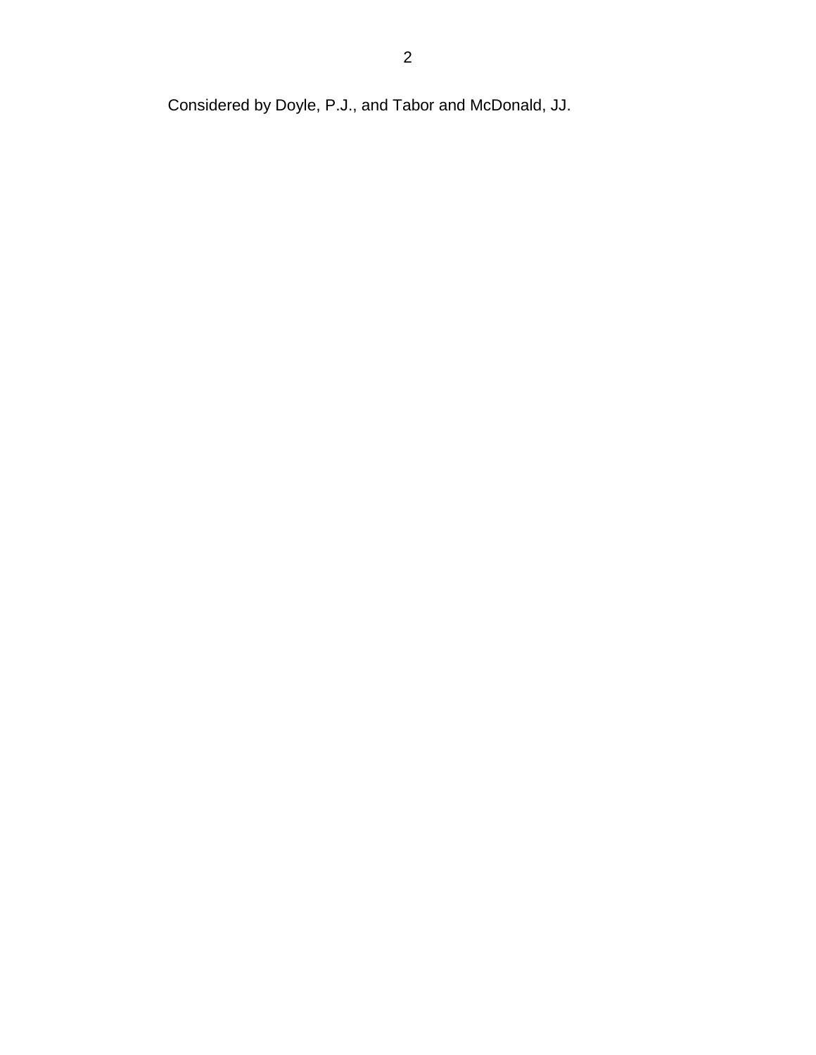Considered by Doyle, P.J., and Tabor and McDonald, JJ.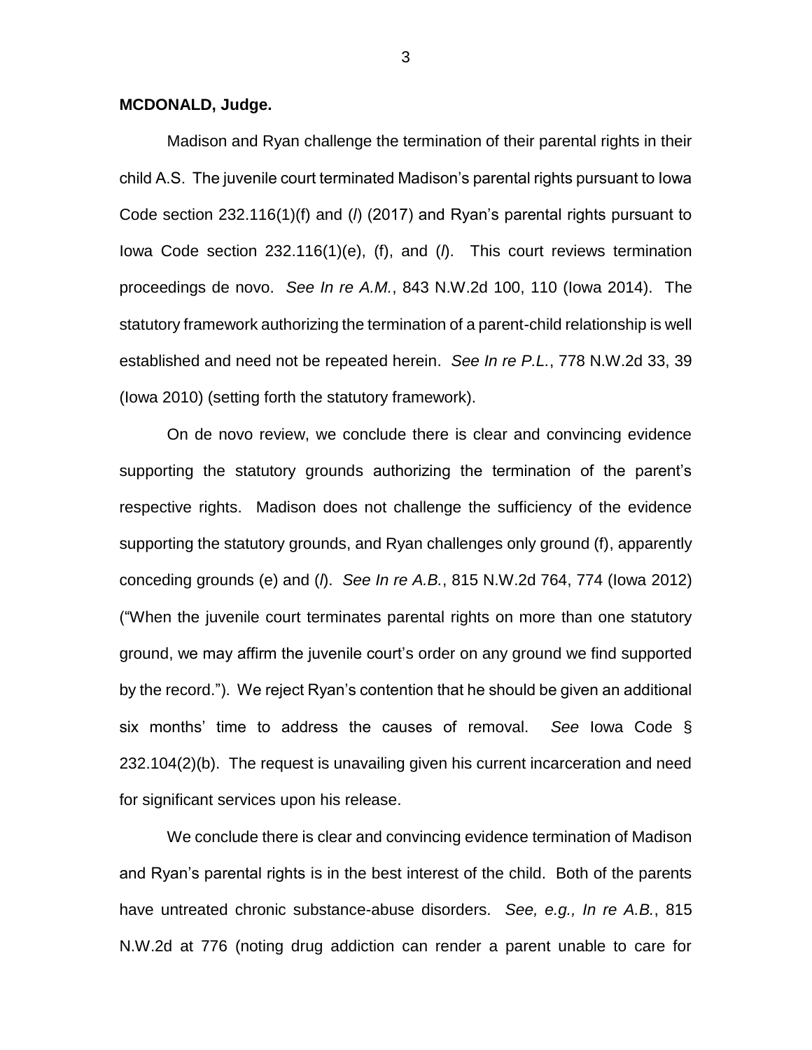**MCDONALD, Judge.**

Madison and Ryan challenge the termination of their parental rights in their child A.S. The juvenile court terminated Madison's parental rights pursuant to Iowa Code section 232.116(1)(f) and (*l*) (2017) and Ryan's parental rights pursuant to Iowa Code section 232.116(1)(e), (f), and (*l*). This court reviews termination proceedings de novo. *See In re A.M.*, 843 N.W.2d 100, 110 (Iowa 2014). The statutory framework authorizing the termination of a parent-child relationship is well established and need not be repeated herein. *See In re P.L.*, 778 N.W.2d 33, 39 (Iowa 2010) (setting forth the statutory framework).

On de novo review, we conclude there is clear and convincing evidence supporting the statutory grounds authorizing the termination of the parent's respective rights. Madison does not challenge the sufficiency of the evidence supporting the statutory grounds, and Ryan challenges only ground (f), apparently conceding grounds (e) and (*l*). *See In re A.B.*, 815 N.W.2d 764, 774 (Iowa 2012) ("When the juvenile court terminates parental rights on more than one statutory ground, we may affirm the juvenile court's order on any ground we find supported by the record."). We reject Ryan's contention that he should be given an additional six months' time to address the causes of removal. *See* Iowa Code § 232.104(2)(b). The request is unavailing given his current incarceration and need for significant services upon his release.

We conclude there is clear and convincing evidence termination of Madison and Ryan's parental rights is in the best interest of the child. Both of the parents have untreated chronic substance-abuse disorders. *See, e.g., In re A.B.*, 815 N.W.2d at 776 (noting drug addiction can render a parent unable to care for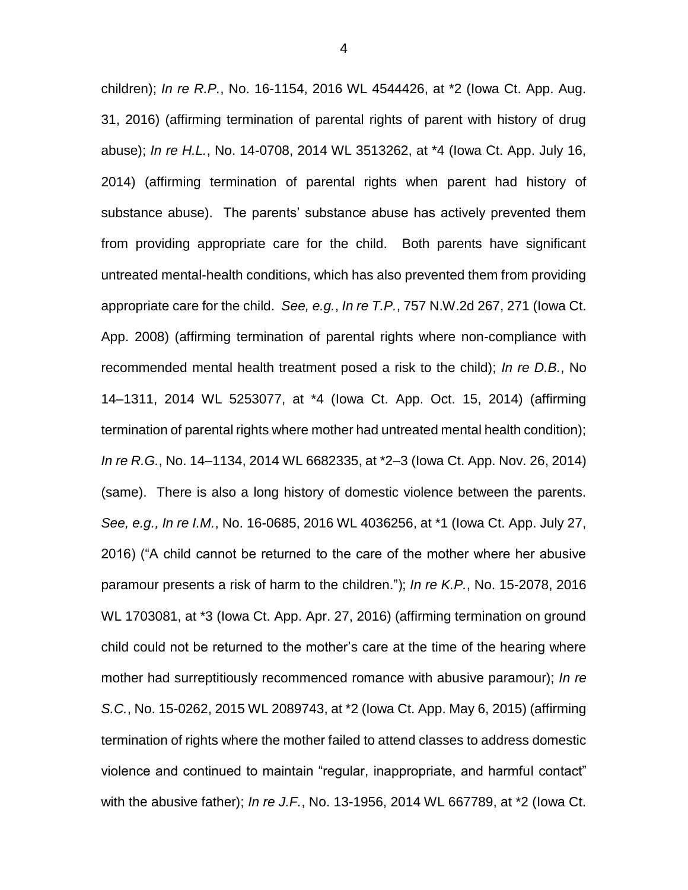children); *In re R.P.*, No. 16-1154, 2016 WL 4544426, at *2 (Iowa Ct. App. Aug. 31, 2016) (affirming termination of parental rights of parent with history of drug abuse); *In re H.L.*, No. 14-0708, 2014 WL 3513262, at *4 (Iowa Ct. App. July 16, 2014) (affirming termination of parental rights when parent had history of substance abuse). The parents' substance abuse has actively prevented them from providing appropriate care for the child. Both parents have significant untreated mental-health conditions, which has also prevented them from providing appropriate care for the child. *See, e.g.*, *In re T.P.*, 757 N.W.2d 267, 271 (Iowa Ct. App. 2008) (affirming termination of parental rights where non-compliance with recommended mental health treatment posed a risk to the child); *In re D.B.*, No 14–1311, 2014 WL 5253077, at *4 (Iowa Ct. App. Oct. 15, 2014) (affirming termination of parental rights where mother had untreated mental health condition); *In re R.G.*, No. 14–1134, 2014 WL 6682335, at *2–3 (Iowa Ct. App. Nov. 26, 2014) (same). There is also a long history of domestic violence between the parents. *See, e.g., In re I.M.*, No. 16-0685, 2016 WL 4036256, at *1 (Iowa Ct. App. July 27, 2016) ("A child cannot be returned to the care of the mother where her abusive paramour presents a risk of harm to the children."); *In re K.P.*, No. 15-2078, 2016 WL 1703081, at *3 (Iowa Ct. App. Apr. 27, 2016) (affirming termination on ground child could not be returned to the mother's care at the time of the hearing where mother had surreptitiously recommenced romance with abusive paramour); *In re S.C.*, No. 15-0262, 2015 WL 2089743, at *2 (Iowa Ct. App. May 6, 2015) (affirming termination of rights where the mother failed to attend classes to address domestic violence and continued to maintain "regular, inappropriate, and harmful contact" with the abusive father); *In re J.F.*, No. 13-1956, 2014 WL 667789, at *2 (Iowa Ct.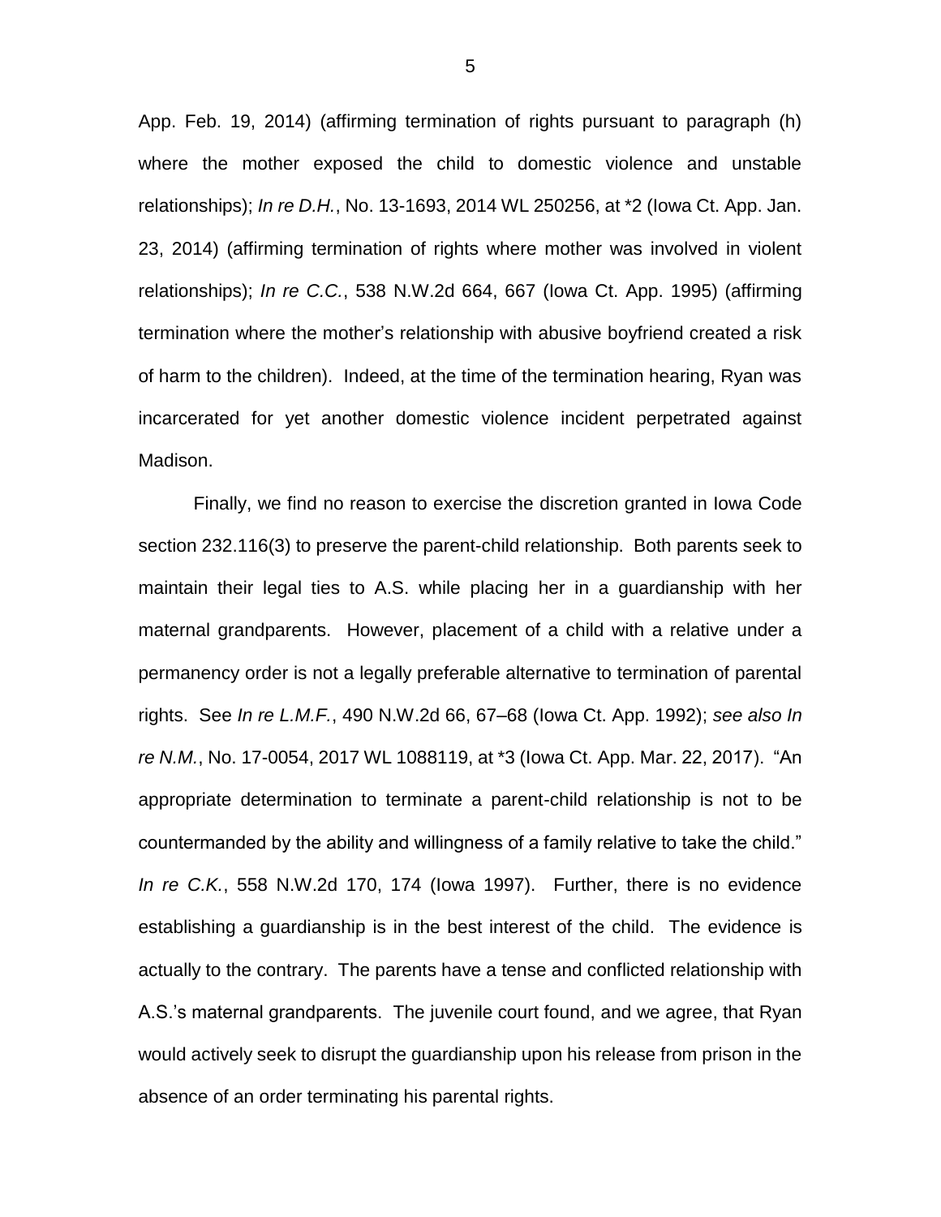App. Feb. 19, 2014) (affirming termination of rights pursuant to paragraph (h) where the mother exposed the child to domestic violence and unstable relationships); *In re D.H.*, No. 13-1693, 2014 WL 250256, at *2 (Iowa Ct. App. Jan. 23, 2014) (affirming termination of rights where mother was involved in violent relationships); *In re C.C.*, 538 N.W.2d 664, 667 (Iowa Ct. App. 1995) (affirming termination where the mother's relationship with abusive boyfriend created a risk of harm to the children). Indeed, at the time of the termination hearing, Ryan was incarcerated for yet another domestic violence incident perpetrated against Madison.

Finally, we find no reason to exercise the discretion granted in Iowa Code section 232.116(3) to preserve the parent-child relationship. Both parents seek to maintain their legal ties to A.S. while placing her in a guardianship with her maternal grandparents. However, placement of a child with a relative under a permanency order is not a legally preferable alternative to termination of parental rights. See *In re L.M.F.*, 490 N.W.2d 66, 67–68 (Iowa Ct. App. 1992); *see also In re N.M.*, No. 17-0054, 2017 WL 1088119, at *3 (Iowa Ct. App. Mar. 22, 2017). "An appropriate determination to terminate a parent-child relationship is not to be countermanded by the ability and willingness of a family relative to take the child." *In re C.K.*, 558 N.W.2d 170, 174 (Iowa 1997). Further, there is no evidence establishing a guardianship is in the best interest of the child. The evidence is actually to the contrary. The parents have a tense and conflicted relationship with A.S.'s maternal grandparents. The juvenile court found, and we agree, that Ryan would actively seek to disrupt the guardianship upon his release from prison in the absence of an order terminating his parental rights.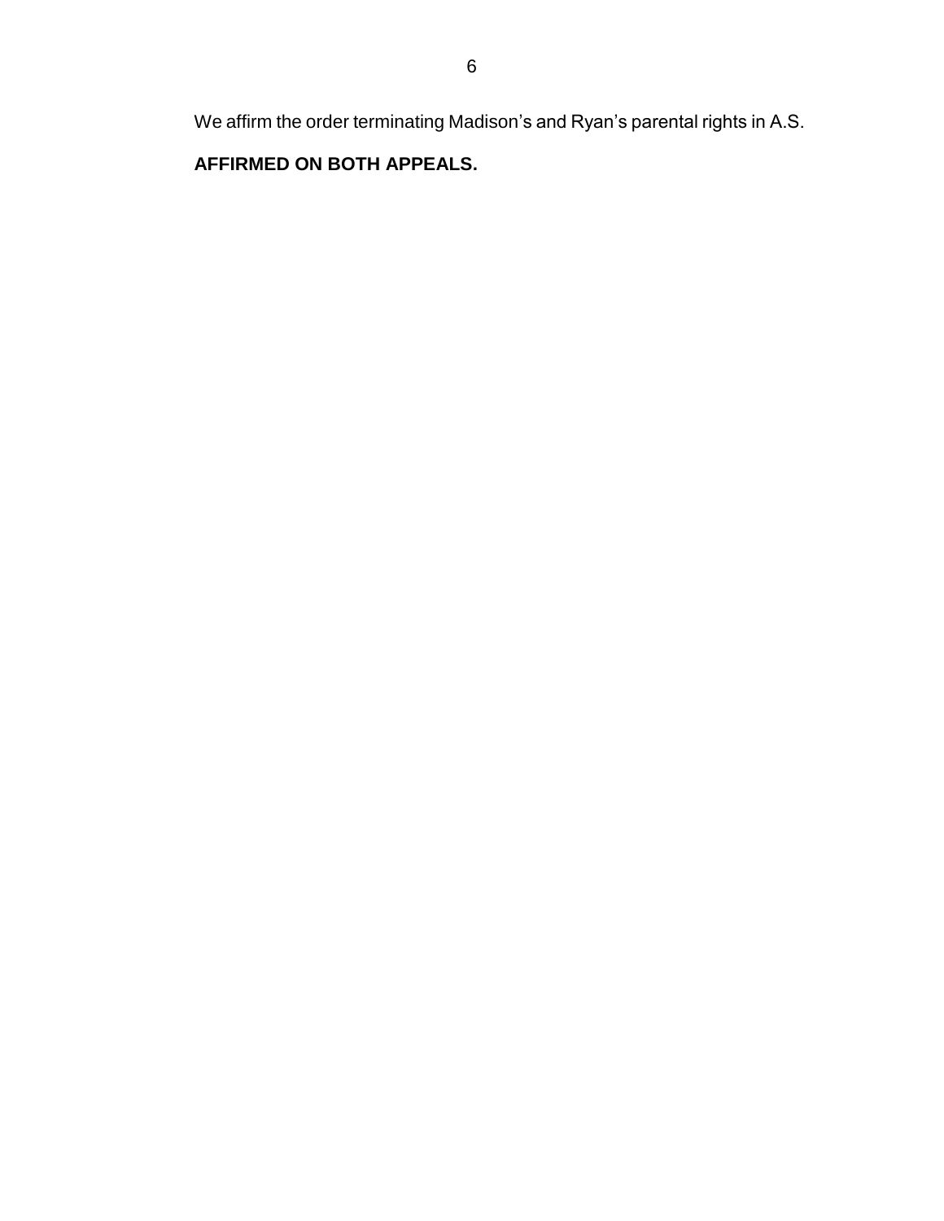We affirm the order terminating Madison's and Ryan's parental rights in A.S.

**AFFIRMED ON BOTH APPEALS.**